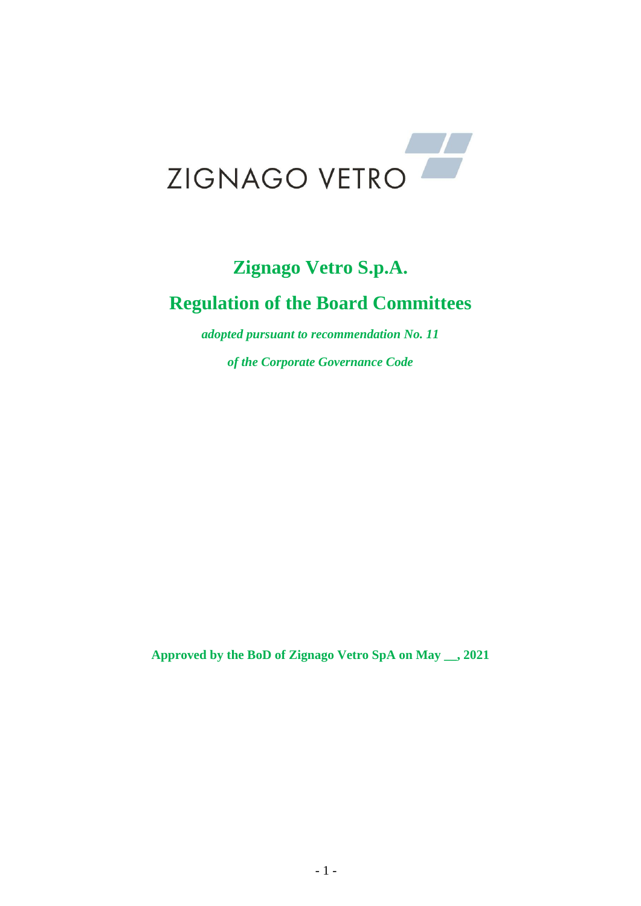ZIGNAGO VETRO

# Zignago Vetro S.p.A.

## Regulation of the Board Committees

***adopted pursuant to recommendation No. 11***

***of the Corporate Governance Code***

**Approved by the BoD of Zignago Vetro SpA on May __, 2021**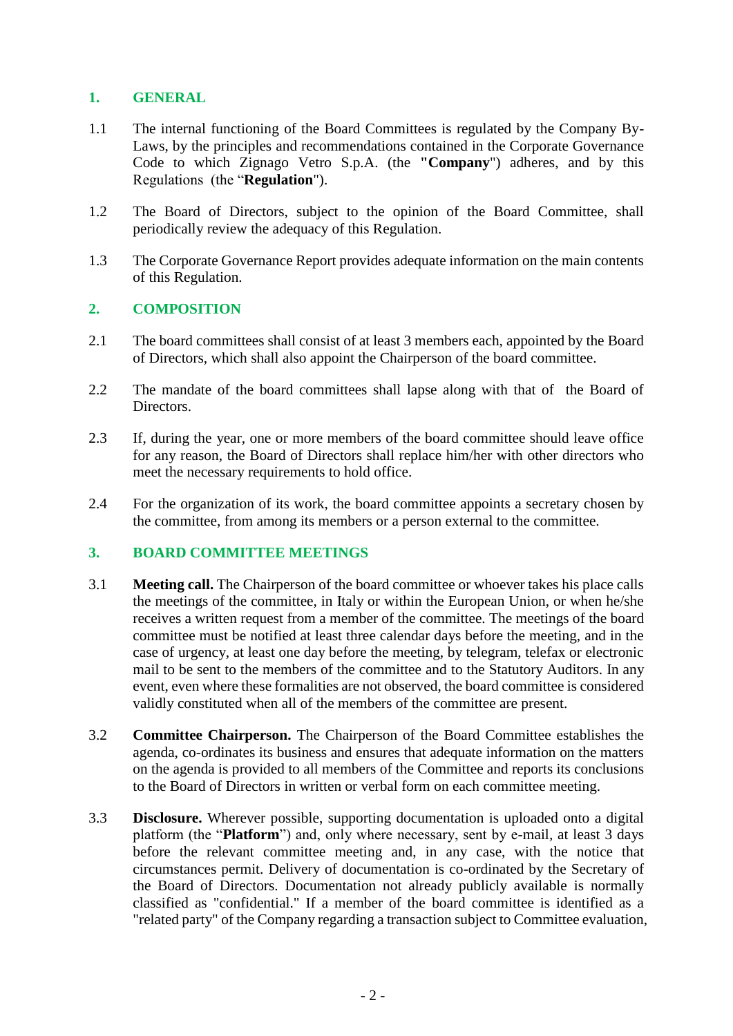## 1. GENERAL

1.1 The internal functioning of the Board Committees is regulated by the Company By-Laws, by the principles and recommendations contained in the Corporate Governance Code to which Zignago Vetro S.p.A. (the **"Company**") adheres, and by this Regulations (the "**Regulation**").

1.2 The Board of Directors, subject to the opinion of the Board Committee, shall periodically review the adequacy of this Regulation.

1.3 The Corporate Governance Report provides adequate information on the main contents of this Regulation.

## 2. COMPOSITION

2.1 The board committees shall consist of at least 3 members each, appointed by the Board of Directors, which shall also appoint the Chairperson of the board committee.

2.2 The mandate of the board committees shall lapse along with that of the Board of Directors.

2.3 If, during the year, one or more members of the board committee should leave office for any reason, the Board of Directors shall replace him/her with other directors who meet the necessary requirements to hold office.

2.4 For the organization of its work, the board committee appoints a secretary chosen by the committee, from among its members or a person external to the committee.

## 3. BOARD COMMITTEE MEETINGS

3.1 **Meeting call.** The Chairperson of the board committee or whoever takes his place calls the meetings of the committee, in Italy or within the European Union, or when he/she receives a written request from a member of the committee. The meetings of the board committee must be notified at least three calendar days before the meeting, and in the case of urgency, at least one day before the meeting, by telegram, telefax or electronic mail to be sent to the members of the committee and to the Statutory Auditors. In any event, even where these formalities are not observed, the board committee is considered validly constituted when all of the members of the committee are present.

3.2 **Committee Chairperson.** The Chairperson of the Board Committee establishes the agenda, co-ordinates its business and ensures that adequate information on the matters on the agenda is provided to all members of the Committee and reports its conclusions to the Board of Directors in written or verbal form on each committee meeting.

3.3 **Disclosure.** Wherever possible, supporting documentation is uploaded onto a digital platform (the "**Platform**") and, only where necessary, sent by e-mail, at least 3 days before the relevant committee meeting and, in any case, with the notice that circumstances permit. Delivery of documentation is co-ordinated by the Secretary of the Board of Directors. Documentation not already publicly available is normally classified as "confidential." If a member of the board committee is identified as a "related party" of the Company regarding a transaction subject to Committee evaluation,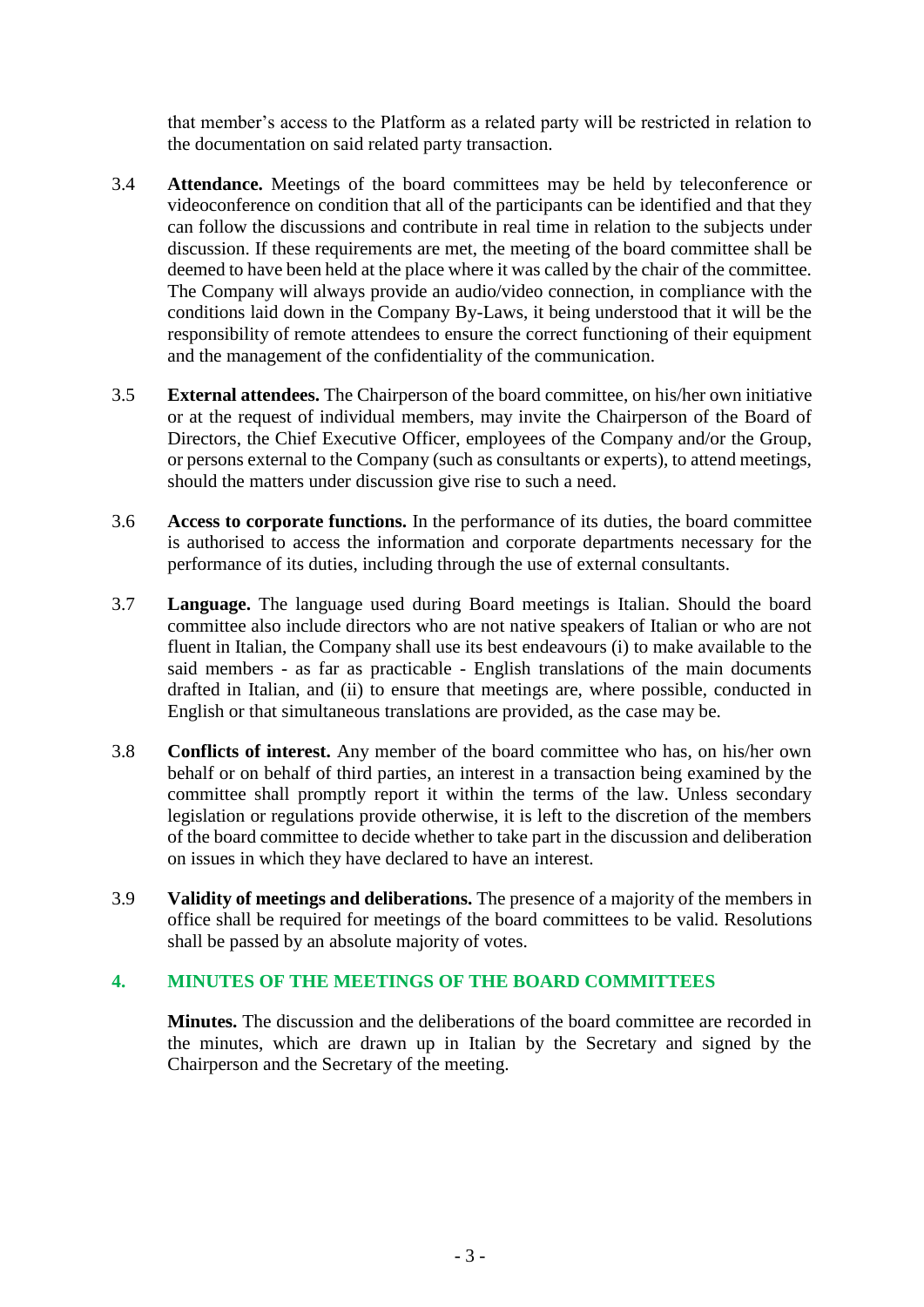that member's access to the Platform as a related party will be restricted in relation to the documentation on said related party transaction.

3.4 **Attendance.** Meetings of the board committees may be held by teleconference or videoconference on condition that all of the participants can be identified and that they can follow the discussions and contribute in real time in relation to the subjects under discussion. If these requirements are met, the meeting of the board committee shall be deemed to have been held at the place where it was called by the chair of the committee. The Company will always provide an audio/video connection, in compliance with the conditions laid down in the Company By-Laws, it being understood that it will be the responsibility of remote attendees to ensure the correct functioning of their equipment and the management of the confidentiality of the communication.

3.5 **External attendees.** The Chairperson of the board committee, on his/her own initiative or at the request of individual members, may invite the Chairperson of the Board of Directors, the Chief Executive Officer, employees of the Company and/or the Group, or persons external to the Company (such as consultants or experts), to attend meetings, should the matters under discussion give rise to such a need.

3.6 **Access to corporate functions.** In the performance of its duties, the board committee is authorised to access the information and corporate departments necessary for the performance of its duties, including through the use of external consultants.

3.7 **Language.** The language used during Board meetings is Italian. Should the board committee also include directors who are not native speakers of Italian or who are not fluent in Italian, the Company shall use its best endeavours (i) to make available to the said members - as far as practicable - English translations of the main documents drafted in Italian, and (ii) to ensure that meetings are, where possible, conducted in English or that simultaneous translations are provided, as the case may be.

3.8 **Conflicts of interest.** Any member of the board committee who has, on his/her own behalf or on behalf of third parties, an interest in a transaction being examined by the committee shall promptly report it within the terms of the law. Unless secondary legislation or regulations provide otherwise, it is left to the discretion of the members of the board committee to decide whether to take part in the discussion and deliberation on issues in which they have declared to have an interest.

3.9 **Validity of meetings and deliberations.** The presence of a majority of the members in office shall be required for meetings of the board committees to be valid. Resolutions shall be passed by an absolute majority of votes.

## 4. MINUTES OF THE MEETINGS OF THE BOARD COMMITTEES

**Minutes.** The discussion and the deliberations of the board committee are recorded in the minutes, which are drawn up in Italian by the Secretary and signed by the Chairperson and the Secretary of the meeting.